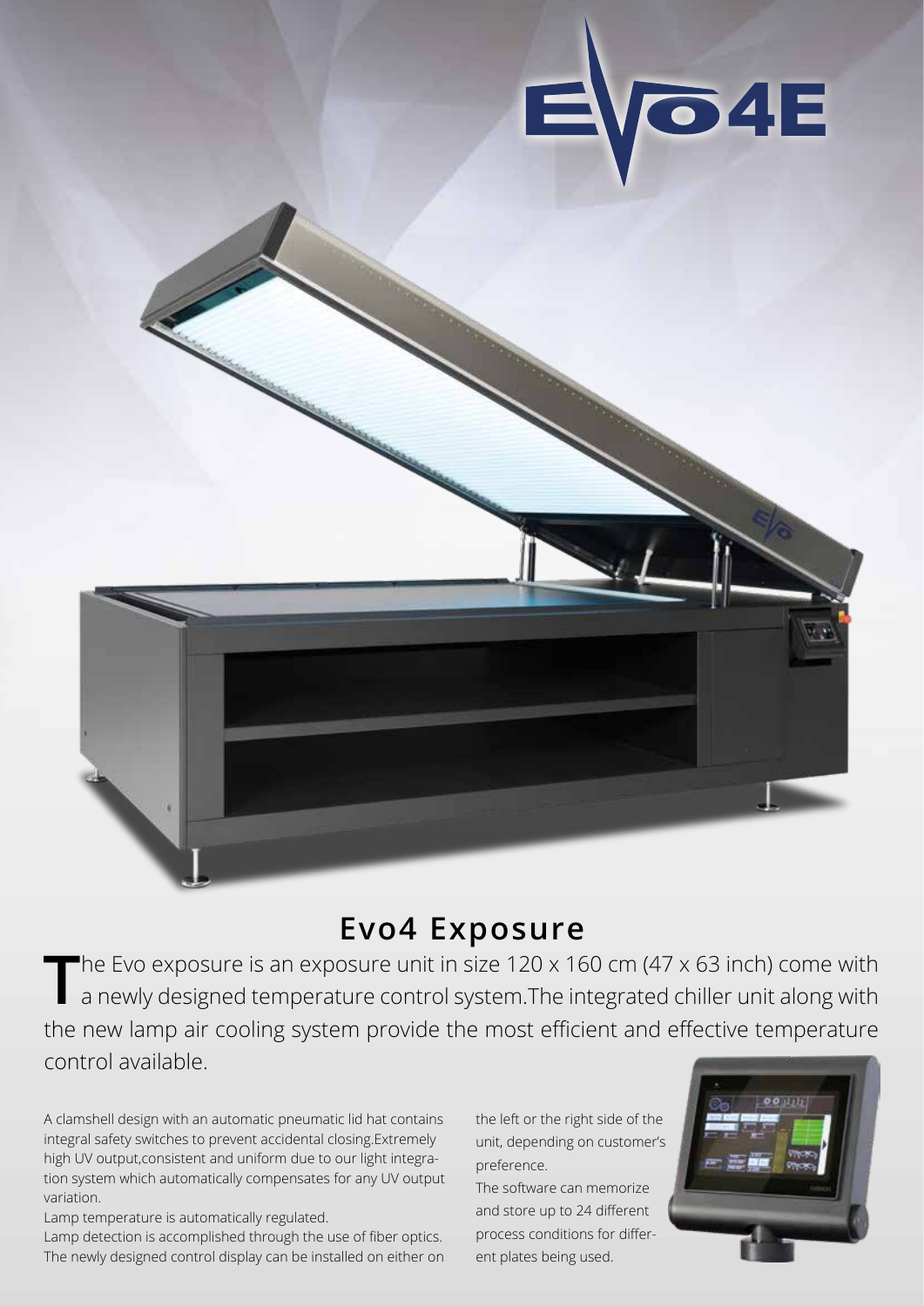# EVO4E

## Evo4 Exposure

The Evo exposure is an exposure unit in size 120 x 160 cm (47 x 63 inch) come with a newly designed temperature control system.The integrated chiller unit along with the new lamp air cooling system provide the most efficient and effective temperature control available.

A clamshell design with an automatic pneumatic lid hat contains integral safety switches to prevent accidental closing.Extremely high UV output,consistent and uniform due to our light integration system which automatically compensates for any UV output variation.

Lamp temperature is automatically regulated.

Lamp detection is accomplished through the use of fiber optics.

The newly designed control display can be installed on either on the left or the right side of the unit, depending on customer's preference.

The software can memorize and store up to 24 different process conditions for different plates being used.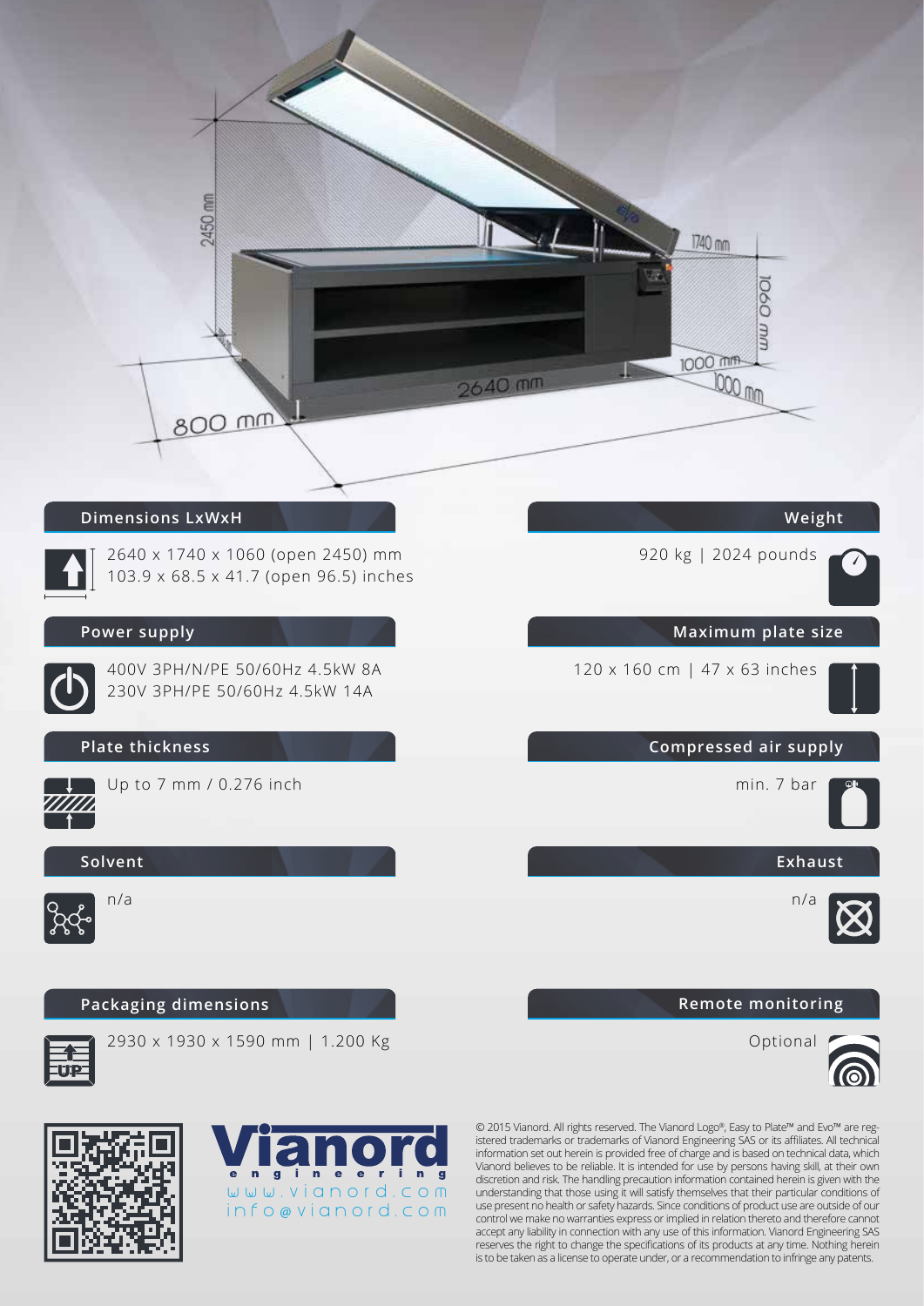2450 mm

1740 mm

1060 mm

1000 mm

1000 mm

2640 mm

800 mm

## Dimensions LxWxH

2640 x 1740 x 1060 (open 2450) mm
103.9 x 68.5 x 41.7 (open 96.5) inches

## Weight

920 kg | 2024 pounds

## Power supply

400V 3PH/N/PE 50/60Hz 4.5kW 8A
230V 3PH/PE 50/60Hz 4.5kW 14A

## Maximum plate size

120 x 160 cm | 47 x 63 inches

## Plate thickness

Up to 7 mm / 0.276 inch

## Compressed air supply

min. 7 bar

## Solvent

n/a

## Exhaust

n/a

## Packaging dimensions

2930 x 1930 x 1590 mm | 1.200 Kg

## Remote monitoring

Optional

**Vianord**
engineering
www.vianord.com
info@vianord.com

© 2015 Vianord. All rights reserved. The Vianord Logo®, Easy to Plate™ and Evo™ are registered trademarks or trademarks of Vianord Engineering SAS or its affiliates. All technical information set out herein is provided free of charge and is based on technical data, which Vianord believes to be reliable. It is intended for use by persons having skill, at their own discretion and risk. The handling precaution information contained herein is given with the understanding that those using it will satisfy themselves that their particular conditions of use present no health or safety hazards. Since conditions of product use are outside of our control we make no warranties express or implied in relation thereto and therefore cannot accept any liability in connection with any use of this information. Vianord Engineering SAS reserves the right to change the specifications of its products at any time. Nothing herein is to be taken as a license to operate under, or a recommendation to infringe any patents.